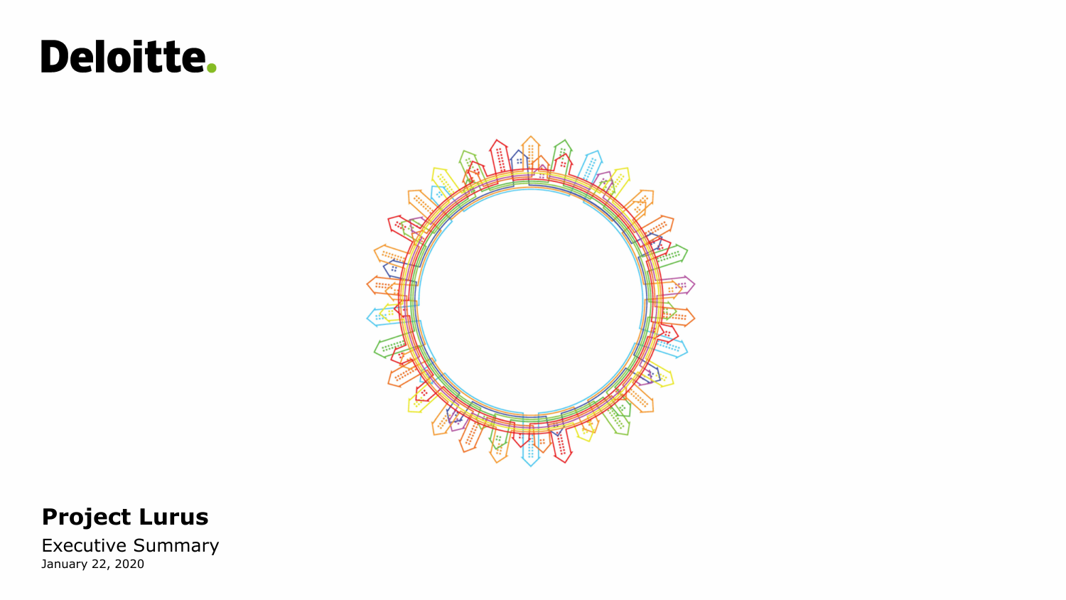Deloitte.

# Project Lurus

Executive Summary

January 22, 2020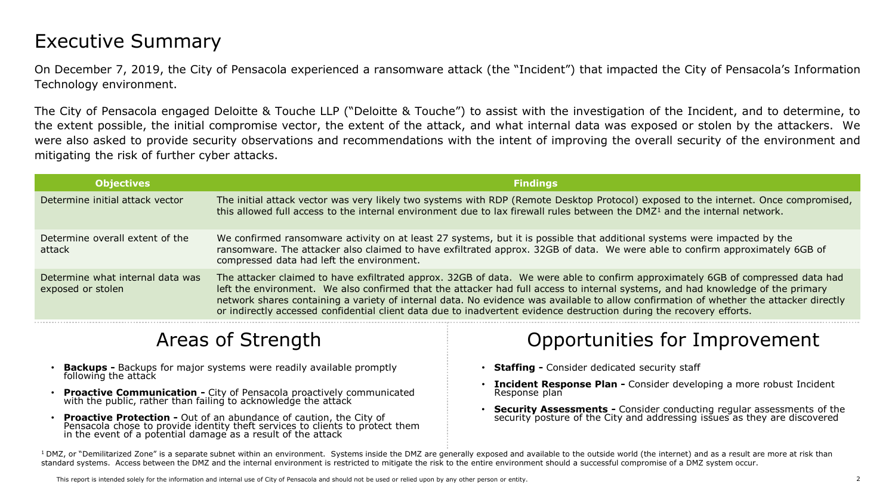# Executive Summary

On December 7, 2019, the City of Pensacola experienced a ransomware attack (the "Incident") that impacted the City of Pensacola's Information Technology environment.

The City of Pensacola engaged Deloitte & Touche LLP ("Deloitte & Touche") to assist with the investigation of the Incident, and to determine, to the extent possible, the initial compromise vector, the extent of the attack, and what internal data was exposed or stolen by the attackers. We were also asked to provide security observations and recommendations with the intent of improving the overall security of the environment and mitigating the risk of further cyber attacks.

| Objectives | Findings |
| --- | --- |
| Determine initial attack vector | The initial attack vector was very likely two systems with RDP (Remote Desktop Protocol) exposed to the internet. Once compromised, this allowed full access to the internal environment due to lax firewall rules between the DMZ[1] and the internal network. |
| Determine overall extent of the attack | We confirmed ransomware activity on at least 27 systems, but it is possible that additional systems were impacted by the ransomware. The attacker also claimed to have exfiltrated approx. 32GB of data. We were able to confirm approximately 6GB of compressed data had left the environment. |
| Determine what internal data was exposed or stolen | The attacker claimed to have exfiltrated approx. 32GB of data. We were able to confirm approximately 6GB of compressed data had left the environment. We also confirmed that the attacker had full access to internal systems, and had knowledge of the primary network shares containing a variety of internal data. No evidence was available to allow confirmation of whether the attacker directly or indirectly accessed confidential client data due to inadvertent evidence destruction during the recovery efforts. |

## Areas of Strength

- **Backups -** Backups for major systems were readily available promptly following the attack
- **Proactive Communication -** City of Pensacola proactively communicated with the public, rather than failing to acknowledge the attack
- **Proactive Protection -** Out of an abundance of caution, the City of Pensacola chose to provide identity theft services to clients to protect them in the event of a potential damage as a result of the attack

## Opportunities for Improvement

- **Staffing -** Consider dedicated security staff
- **Incident Response Plan -** Consider developing a more robust Incident Response plan
- **Security Assessments -** Consider conducting regular assessments of the security posture of the City and addressing issues as they are discovered

[1] DMZ, or "Demilitarized Zone" is a separate subnet within an environment. Systems inside the DMZ are generally exposed and available to the outside world (the internet) and as a result are more at risk than standard systems. Access between the DMZ and the internal environment is restricted to mitigate the risk to the entire environment should a successful compromise of a DMZ system occur.

This report is intended solely for the information and internal use of City of Pensacola and should not be used or relied upon by any other person or entity.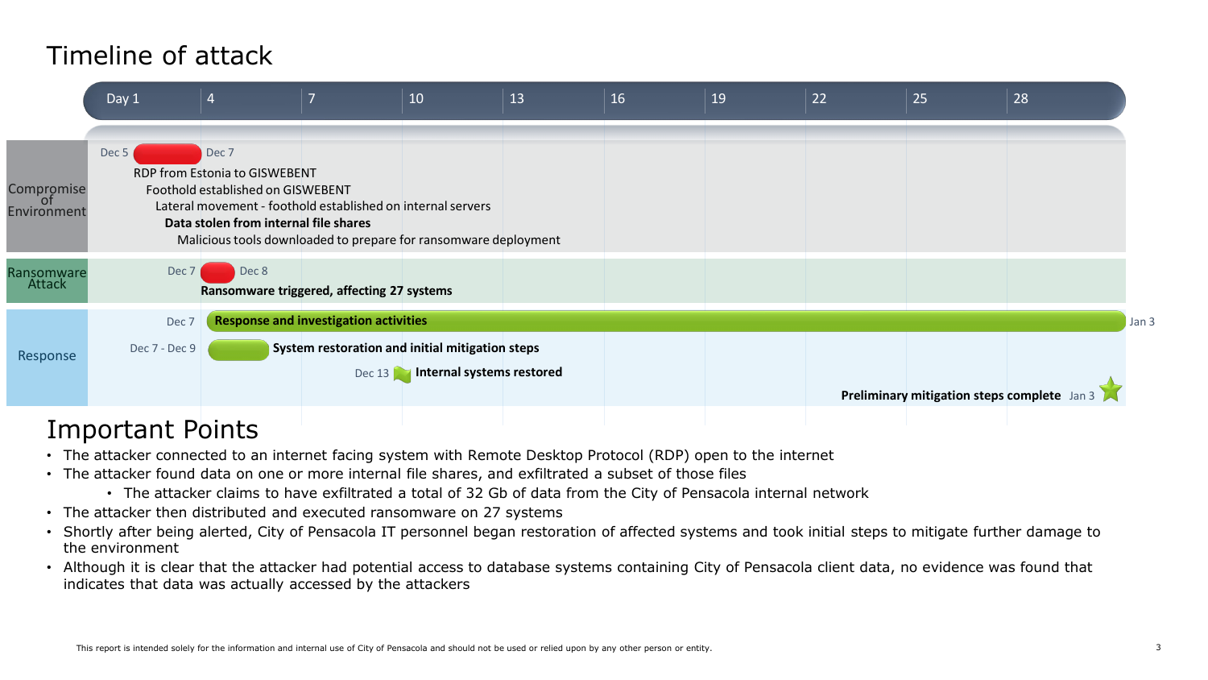# Timeline of attack

Day 1 | 4 | 7 | 10 | 13 | 16 | 19 | 22 | 25 | 28

**Compromise of Environment**

Dec 5 – Dec 7

RDP from Estonia to GISWEBENT

Foothold established on GISWEBENT

Lateral movement - foothold established on internal servers

**Data stolen from internal file shares**

Malicious tools downloaded to prepare for ransomware deployment

**Ransomware Attack**

Dec 7 – Dec 8

**Ransomware triggered, affecting 27 systems**

**Response**

Dec 7 – Jan 3 **Response and investigation activities**

Dec 7 - Dec 9 **System restoration and initial mitigation steps**

Dec 13 **Internal systems restored**

**Preliminary mitigation steps complete** Jan 3

# Important Points

- The attacker connected to an internet facing system with Remote Desktop Protocol (RDP) open to the internet
- The attacker found data on one or more internal file shares, and exfiltrated a subset of those files
  - The attacker claims to have exfiltrated a total of 32 Gb of data from the City of Pensacola internal network
- The attacker then distributed and executed ransomware on 27 systems
- Shortly after being alerted, City of Pensacola IT personnel began restoration of affected systems and took initial steps to mitigate further damage to the environment
- Although it is clear that the attacker had potential access to database systems containing City of Pensacola client data, no evidence was found that indicates that data was actually accessed by the attackers

This report is intended solely for the information and internal use of City of Pensacola and should not be used or relied upon by any other person or entity.